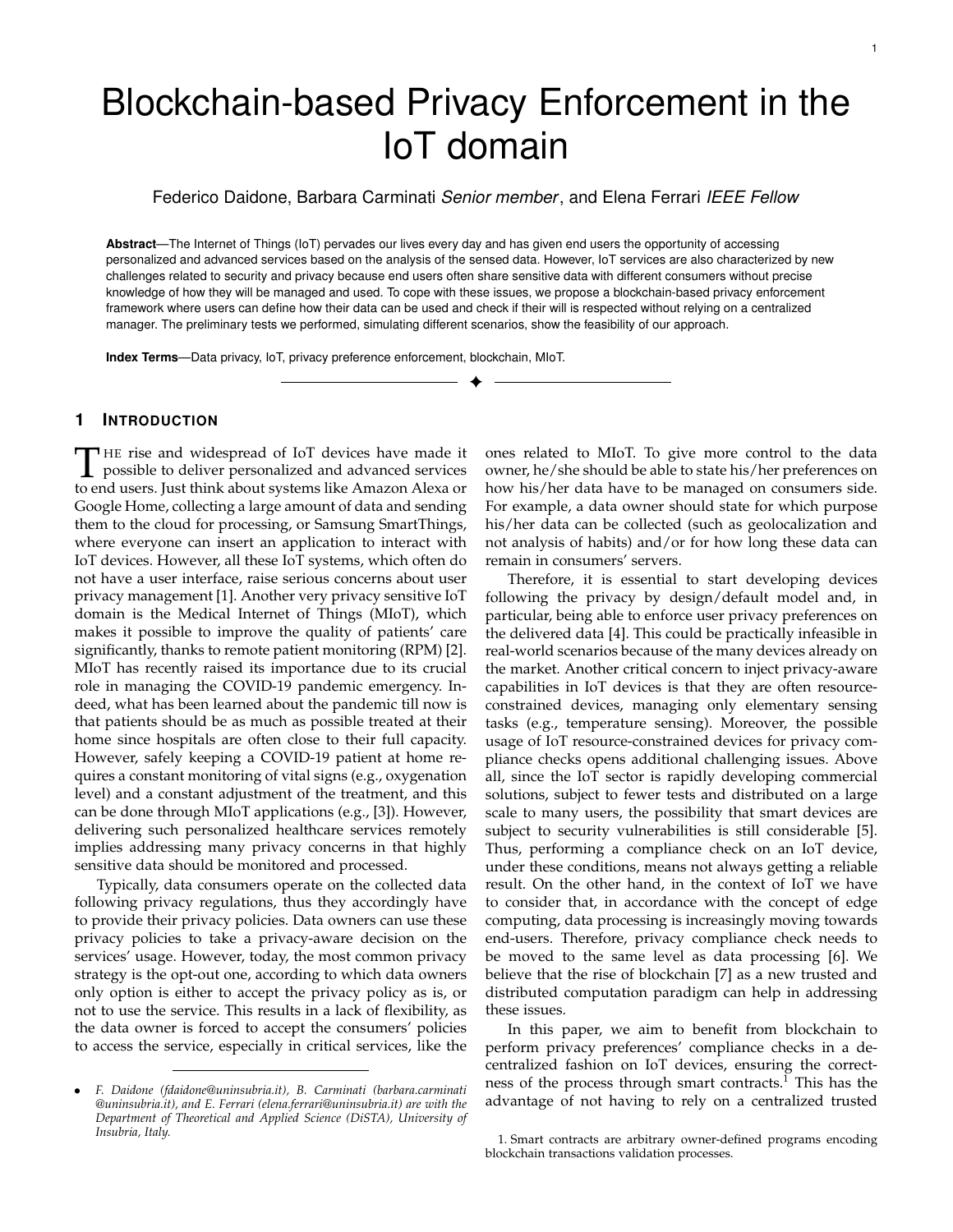# Blockchain-based Privacy Enforcement in the IoT domain

Federico Daidone, Barbara Carminati *Senior member*, and Elena Ferrari *IEEE Fellow*

**Abstract**—The Internet of Things (IoT) pervades our lives every day and has given end users the opportunity of accessing personalized and advanced services based on the analysis of the sensed data. However, IoT services are also characterized by new challenges related to security and privacy because end users often share sensitive data with different consumers without precise knowledge of how they will be managed and used. To cope with these issues, we propose a blockchain-based privacy enforcement framework where users can define how their data can be used and check if their will is respected without relying on a centralized manager. The preliminary tests we performed, simulating different scenarios, show the feasibility of our approach.

**Index Terms**—Data privacy, IoT, privacy preference enforcement, blockchain, MIoT.

## 1 Introduction

The rise and widespread of IoT devices have made it possible to deliver personalized and advanced services to end users. Just think about systems like Amazon Alexa or Google Home, collecting a large amount of data and sending them to the cloud for processing, or Samsung SmartThings, where everyone can insert an application to interact with IoT devices. However, all these IoT systems, which often do not have a user interface, raise serious concerns about user privacy management [1]. Another very privacy sensitive IoT domain is the Medical Internet of Things (MIoT), which makes it possible to improve the quality of patients' care significantly, thanks to remote patient monitoring (RPM) [2]. MIoT has recently raised its importance due to its crucial role in managing the COVID-19 pandemic emergency. Indeed, what has been learned about the pandemic till now is that patients should be as much as possible treated at their home since hospitals are often close to their full capacity. However, safely keeping a COVID-19 patient at home requires a constant monitoring of vital signs (e.g., oxygenation level) and a constant adjustment of the treatment, and this can be done through MIoT applications (e.g., [3]). However, delivering such personalized healthcare services remotely implies addressing many privacy concerns in that highly sensitive data should be monitored and processed.

Typically, data consumers operate on the collected data following privacy regulations, thus they accordingly have to provide their privacy policies. Data owners can use these privacy policies to take a privacy-aware decision on the services' usage. However, today, the most common privacy strategy is the opt-out one, according to which data owners only option is either to accept the privacy policy as is, or not to use the service. This results in a lack of flexibility, as the data owner is forced to accept the consumers' policies to access the service, especially in critical services, like the ones related to MIoT. To give more control to the data owner, he/she should be able to state his/her preferences on how his/her data have to be managed on consumers side. For example, a data owner should state for which purpose his/her data can be collected (such as geolocalization and not analysis of habits) and/or for how long these data can remain in consumers' servers.

Therefore, it is essential to start developing devices following the privacy by design/default model and, in particular, being able to enforce user privacy preferences on the delivered data [4]. This could be practically infeasible in real-world scenarios because of the many devices already on the market. Another critical concern to inject privacy-aware capabilities in IoT devices is that they are often resource-constrained devices, managing only elementary sensing tasks (e.g., temperature sensing). Moreover, the possible usage of IoT resource-constrained devices for privacy compliance checks opens additional challenging issues. Above all, since the IoT sector is rapidly developing commercial solutions, subject to fewer tests and distributed on a large scale to many users, the possibility that smart devices are subject to security vulnerabilities is still considerable [5]. Thus, performing a compliance check on an IoT device, under these conditions, means not always getting a reliable result. On the other hand, in the context of IoT we have to consider that, in accordance with the concept of edge computing, data processing is increasingly moving towards end-users. Therefore, privacy compliance check needs to be moved to the same level as data processing [6]. We believe that the rise of blockchain [7] as a new trusted and distributed computation paradigm can help in addressing these issues.

In this paper, we aim to benefit from blockchain to perform privacy preferences' compliance checks in a decentralized fashion on IoT devices, ensuring the correctness of the process through smart contracts.[1] This has the advantage of not having to rely on a centralized trusted

- *F. Daidone (fdaidone@uninsubria.it), B. Carminati (barbara.carminati@uninsubria.it), and E. Ferrari (elena.ferrari@uninsubria.it) are with the Department of Theoretical and Applied Science (DiSTA), University of Insubria, Italy.*

1. Smart contracts are arbitrary owner-defined programs encoding blockchain transactions validation processes.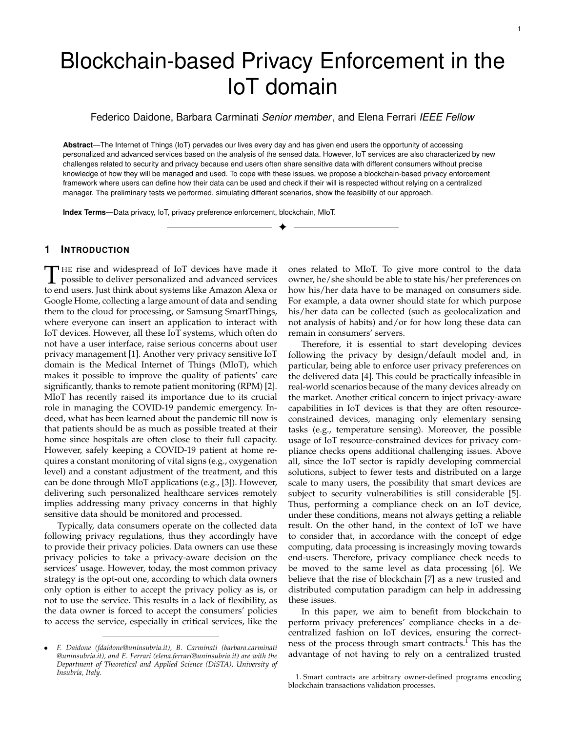# Blockchain-based Privacy Enforcement in the IoT domain

Federico Daidone, Barbara Carminati *Senior member*, and Elena Ferrari *IEEE Fellow*

**Abstract**—The Internet of Things (IoT) pervades our lives every day and has given end users the opportunity of accessing personalized and advanced services based on the analysis of the sensed data. However, IoT services are also characterized by new challenges related to security and privacy because end users often share sensitive data with different consumers without precise knowledge of how they will be managed and used. To cope with these issues, we propose a blockchain-based privacy enforcement framework where users can define how their data can be used and check if their will is respected without relying on a centralized manager. The preliminary tests we performed, simulating different scenarios, show the feasibility of our approach.

**Index Terms**—Data privacy, IoT, privacy preference enforcement, blockchain, MIoT.

## 1 Introduction

The rise and widespread of IoT devices have made it possible to deliver personalized and advanced services to end users. Just think about systems like Amazon Alexa or Google Home, collecting a large amount of data and sending them to the cloud for processing, or Samsung SmartThings, where everyone can insert an application to interact with IoT devices. However, all these IoT systems, which often do not have a user interface, raise serious concerns about user privacy management [1]. Another very privacy sensitive IoT domain is the Medical Internet of Things (MIoT), which makes it possible to improve the quality of patients' care significantly, thanks to remote patient monitoring (RPM) [2]. MIoT has recently raised its importance due to its crucial role in managing the COVID-19 pandemic emergency. Indeed, what has been learned about the pandemic till now is that patients should be as much as possible treated at their home since hospitals are often close to their full capacity. However, safely keeping a COVID-19 patient at home requires a constant monitoring of vital signs (e.g., oxygenation level) and a constant adjustment of the treatment, and this can be done through MIoT applications (e.g., [3]). However, delivering such personalized healthcare services remotely implies addressing many privacy concerns in that highly sensitive data should be monitored and processed.

Typically, data consumers operate on the collected data following privacy regulations, thus they accordingly have to provide their privacy policies. Data owners can use these privacy policies to take a privacy-aware decision on the services' usage. However, today, the most common privacy strategy is the opt-out one, according to which data owners only option is either to accept the privacy policy as is, or not to use the service. This results in a lack of flexibility, as the data owner is forced to accept the consumers' policies to access the service, especially in critical services, like the ones related to MIoT. To give more control to the data owner, he/she should be able to state his/her preferences on how his/her data have to be managed on consumers side. For example, a data owner should state for which purpose his/her data can be collected (such as geolocalization and not analysis of habits) and/or for how long these data can remain in consumers' servers.

Therefore, it is essential to start developing devices following the privacy by design/default model and, in particular, being able to enforce user privacy preferences on the delivered data [4]. This could be practically infeasible in real-world scenarios because of the many devices already on the market. Another critical concern to inject privacy-aware capabilities in IoT devices is that they are often resource-constrained devices, managing only elementary sensing tasks (e.g., temperature sensing). Moreover, the possible usage of IoT resource-constrained devices for privacy compliance checks opens additional challenging issues. Above all, since the IoT sector is rapidly developing commercial solutions, subject to fewer tests and distributed on a large scale to many users, the possibility that smart devices are subject to security vulnerabilities is still considerable [5]. Thus, performing a compliance check on an IoT device, under these conditions, means not always getting a reliable result. On the other hand, in the context of IoT we have to consider that, in accordance with the concept of edge computing, data processing is increasingly moving towards end-users. Therefore, privacy compliance check needs to be moved to the same level as data processing [6]. We believe that the rise of blockchain [7] as a new trusted and distributed computation paradigm can help in addressing these issues.

In this paper, we aim to benefit from blockchain to perform privacy preferences' compliance checks in a decentralized fashion on IoT devices, ensuring the correctness of the process through smart contracts.[1] This has the advantage of not having to rely on a centralized trusted

- F. Daidone (fdaidone@uninsubria.it), B. Carminati (barbara.carminati@uninsubria.it), and E. Ferrari (elena.ferrari@uninsubria.it) are with the Department of Theoretical and Applied Science (DiSTA), University of Insubria, Italy.

1. Smart contracts are arbitrary owner-defined programs encoding blockchain transactions validation processes.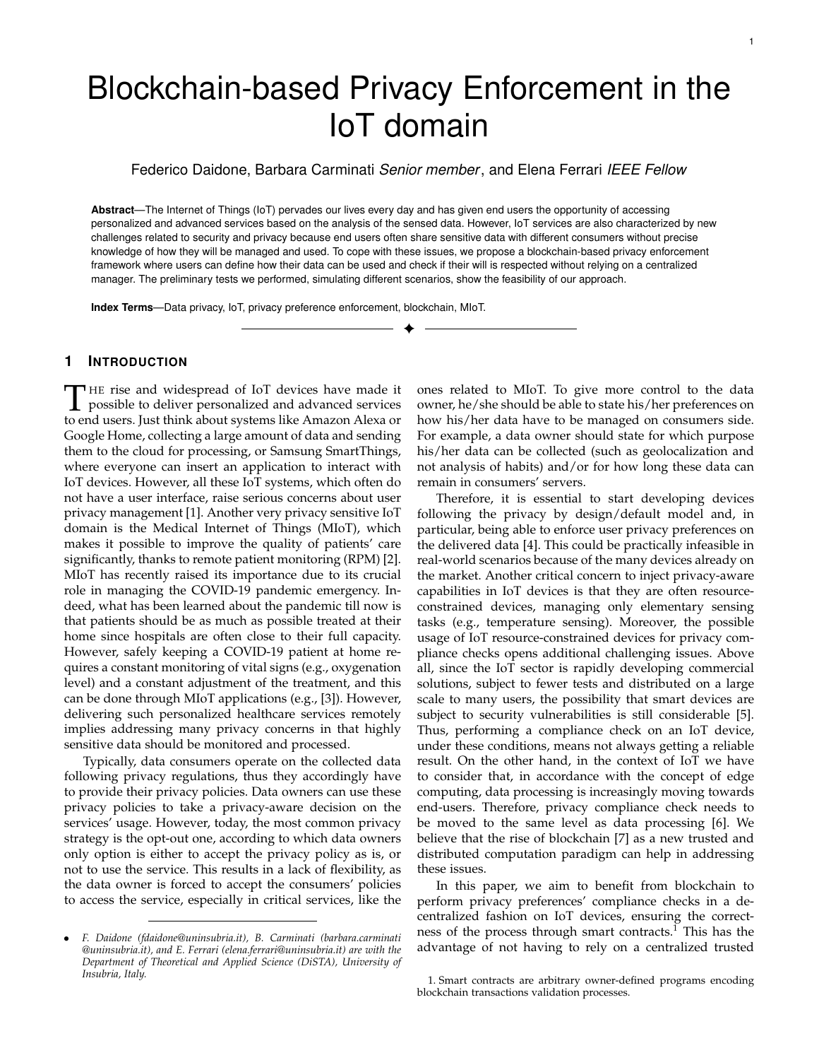# Blockchain-based Privacy Enforcement in the IoT domain

Federico Daidone, Barbara Carminati *Senior member*, and Elena Ferrari *IEEE Fellow*

**Abstract**—The Internet of Things (IoT) pervades our lives every day and has given end users the opportunity of accessing personalized and advanced services based on the analysis of the sensed data. However, IoT services are also characterized by new challenges related to security and privacy because end users often share sensitive data with different consumers without precise knowledge of how they will be managed and used. To cope with these issues, we propose a blockchain-based privacy enforcement framework where users can define how their data can be used and check if their will is respected without relying on a centralized manager. The preliminary tests we performed, simulating different scenarios, show the feasibility of our approach.

**Index Terms**—Data privacy, IoT, privacy preference enforcement, blockchain, MIoT.

## 1 Introduction

The rise and widespread of IoT devices have made it possible to deliver personalized and advanced services to end users. Just think about systems like Amazon Alexa or Google Home, collecting a large amount of data and sending them to the cloud for processing, or Samsung SmartThings, where everyone can insert an application to interact with IoT devices. However, all these IoT systems, which often do not have a user interface, raise serious concerns about user privacy management [1]. Another very privacy sensitive IoT domain is the Medical Internet of Things (MIoT), which makes it possible to improve the quality of patients' care significantly, thanks to remote patient monitoring (RPM) [2]. MIoT has recently raised its importance due to its crucial role in managing the COVID-19 pandemic emergency. Indeed, what has been learned about the pandemic till now is that patients should be as much as possible treated at their home since hospitals are often close to their full capacity. However, safely keeping a COVID-19 patient at home requires a constant monitoring of vital signs (e.g., oxygenation level) and a constant adjustment of the treatment, and this can be done through MIoT applications (e.g., [3]). However, delivering such personalized healthcare services remotely implies addressing many privacy concerns in that highly sensitive data should be monitored and processed.

Typically, data consumers operate on the collected data following privacy regulations, thus they accordingly have to provide their privacy policies. Data owners can use these privacy policies to take a privacy-aware decision on the services' usage. However, today, the most common privacy strategy is the opt-out one, according to which data owners only option is either to accept the privacy policy as is, or not to use the service. This results in a lack of flexibility, as the data owner is forced to accept the consumers' policies to access the service, especially in critical services, like the ones related to MIoT. To give more control to the data owner, he/she should be able to state his/her preferences on how his/her data have to be managed on consumers side. For example, a data owner should state for which purpose his/her data can be collected (such as geolocalization and not analysis of habits) and/or for how long these data can remain in consumers' servers.

Therefore, it is essential to start developing devices following the privacy by design/default model and, in particular, being able to enforce user privacy preferences on the delivered data [4]. This could be practically infeasible in real-world scenarios because of the many devices already on the market. Another critical concern to inject privacy-aware capabilities in IoT devices is that they are often resource-constrained devices, managing only elementary sensing tasks (e.g., temperature sensing). Moreover, the possible usage of IoT resource-constrained devices for privacy compliance checks opens additional challenging issues. Above all, since the IoT sector is rapidly developing commercial solutions, subject to fewer tests and distributed on a large scale to many users, the possibility that smart devices are subject to security vulnerabilities is still considerable [5]. Thus, performing a compliance check on an IoT device, under these conditions, means not always getting a reliable result. On the other hand, in the context of IoT we have to consider that, in accordance with the concept of edge computing, data processing is increasingly moving towards end-users. Therefore, privacy compliance check needs to be moved to the same level as data processing [6]. We believe that the rise of blockchain [7] as a new trusted and distributed computation paradigm can help in addressing these issues.

In this paper, we aim to benefit from blockchain to perform privacy preferences' compliance checks in a decentralized fashion on IoT devices, ensuring the correctness of the process through smart contracts.[1] This has the advantage of not having to rely on a centralized trusted

- *F. Daidone (fdaidone@uninsubria.it), B. Carminati (barbara.carminati @uninsubria.it), and E. Ferrari (elena.ferrari@uninsubria.it) are with the Department of Theoretical and Applied Science (DiSTA), University of Insubria, Italy.*

1. Smart contracts are arbitrary owner-defined programs encoding blockchain transactions validation processes.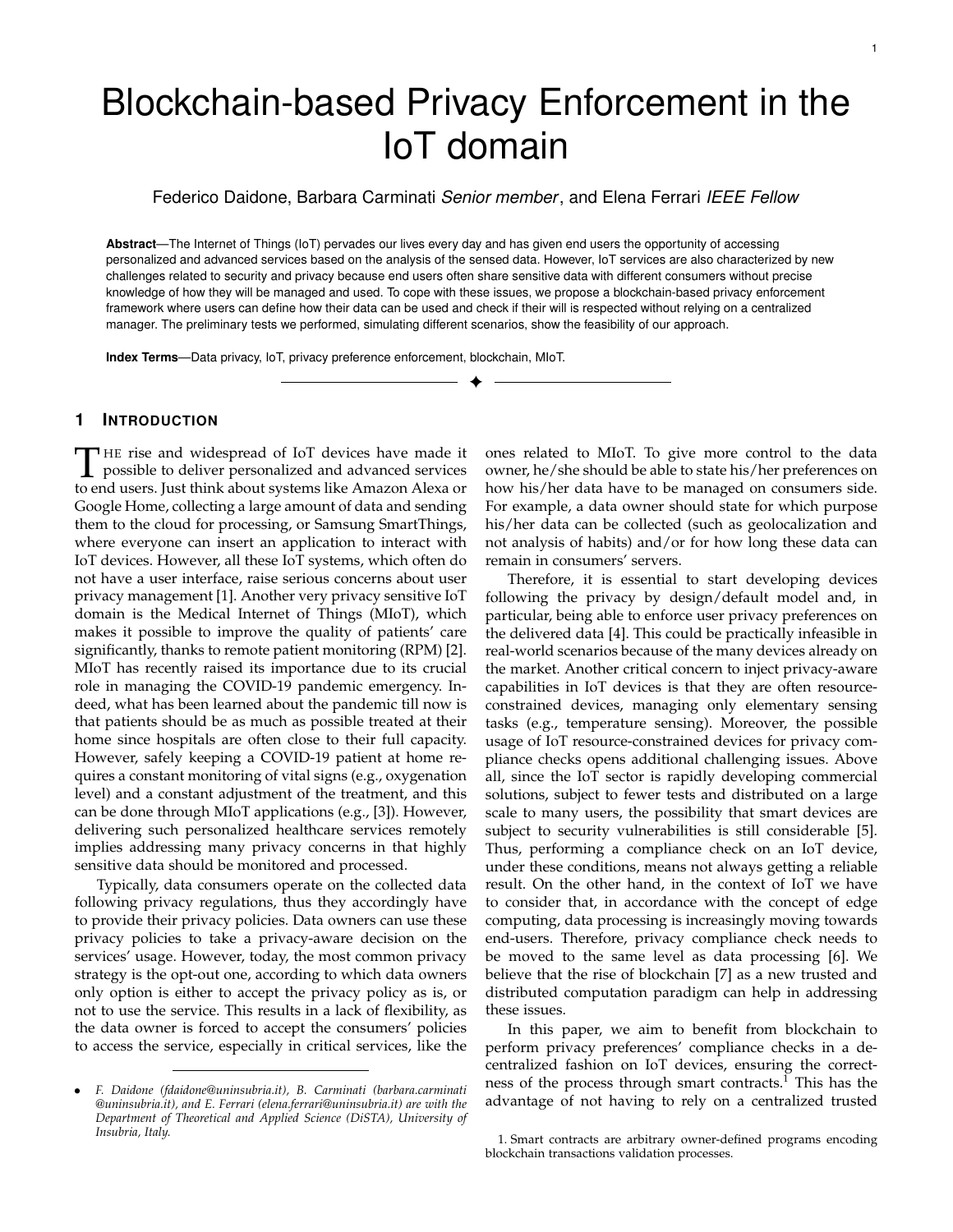# Blockchain-based Privacy Enforcement in the IoT domain

Federico Daidone, Barbara Carminati *Senior member*, and Elena Ferrari *IEEE Fellow*

**Abstract**—The Internet of Things (IoT) pervades our lives every day and has given end users the opportunity of accessing personalized and advanced services based on the analysis of the sensed data. However, IoT services are also characterized by new challenges related to security and privacy because end users often share sensitive data with different consumers without precise knowledge of how they will be managed and used. To cope with these issues, we propose a blockchain-based privacy enforcement framework where users can define how their data can be used and check if their will is respected without relying on a centralized manager. The preliminary tests we performed, simulating different scenarios, show the feasibility of our approach.

**Index Terms**—Data privacy, IoT, privacy preference enforcement, blockchain, MIoT.

## 1 Introduction

The rise and widespread of IoT devices have made it possible to deliver personalized and advanced services to end users. Just think about systems like Amazon Alexa or Google Home, collecting a large amount of data and sending them to the cloud for processing, or Samsung SmartThings, where everyone can insert an application to interact with IoT devices. However, all these IoT systems, which often do not have a user interface, raise serious concerns about user privacy management [1]. Another very privacy sensitive IoT domain is the Medical Internet of Things (MIoT), which makes it possible to improve the quality of patients' care significantly, thanks to remote patient monitoring (RPM) [2]. MIoT has recently raised its importance due to its crucial role in managing the COVID-19 pandemic emergency. Indeed, what has been learned about the pandemic till now is that patients should be as much as possible treated at their home since hospitals are often close to their full capacity. However, safely keeping a COVID-19 patient at home requires a constant monitoring of vital signs (e.g., oxygenation level) and a constant adjustment of the treatment, and this can be done through MIoT applications (e.g., [3]). However, delivering such personalized healthcare services remotely implies addressing many privacy concerns in that highly sensitive data should be monitored and processed.

Typically, data consumers operate on the collected data following privacy regulations, thus they accordingly have to provide their privacy policies. Data owners can use these privacy policies to take a privacy-aware decision on the services' usage. However, today, the most common privacy strategy is the opt-out one, according to which data owners only option is either to accept the privacy policy as is, or not to use the service. This results in a lack of flexibility, as the data owner is forced to accept the consumers' policies to access the service, especially in critical services, like the ones related to MIoT. To give more control to the data owner, he/she should be able to state his/her preferences on how his/her data have to be managed on consumers side. For example, a data owner should state for which purpose his/her data can be collected (such as geolocalization and not analysis of habits) and/or for how long these data can remain in consumers' servers.

Therefore, it is essential to start developing devices following the privacy by design/default model and, in particular, being able to enforce user privacy preferences on the delivered data [4]. This could be practically infeasible in real-world scenarios because of the many devices already on the market. Another critical concern to inject privacy-aware capabilities in IoT devices is that they are often resource-constrained devices, managing only elementary sensing tasks (e.g., temperature sensing). Moreover, the possible usage of IoT resource-constrained devices for privacy compliance checks opens additional challenging issues. Above all, since the IoT sector is rapidly developing commercial solutions, subject to fewer tests and distributed on a large scale to many users, the possibility that smart devices are subject to security vulnerabilities is still considerable [5]. Thus, performing a compliance check on an IoT device, under these conditions, means not always getting a reliable result. On the other hand, in the context of IoT we have to consider that, in accordance with the concept of edge computing, data processing is increasingly moving towards end-users. Therefore, privacy compliance check needs to be moved to the same level as data processing [6]. We believe that the rise of blockchain [7] as a new trusted and distributed computation paradigm can help in addressing these issues.

In this paper, we aim to benefit from blockchain to perform privacy preferences' compliance checks in a decentralized fashion on IoT devices, ensuring the correctness of the process through smart contracts.[1] This has the advantage of not having to rely on a centralized trusted

- *F. Daidone (fdaidone@uninsubria.it), B. Carminati (barbara.carminati@uninsubria.it), and E. Ferrari (elena.ferrari@uninsubria.it) are with the Department of Theoretical and Applied Science (DiSTA), University of Insubria, Italy.*

1. Smart contracts are arbitrary owner-defined programs encoding blockchain transactions validation processes.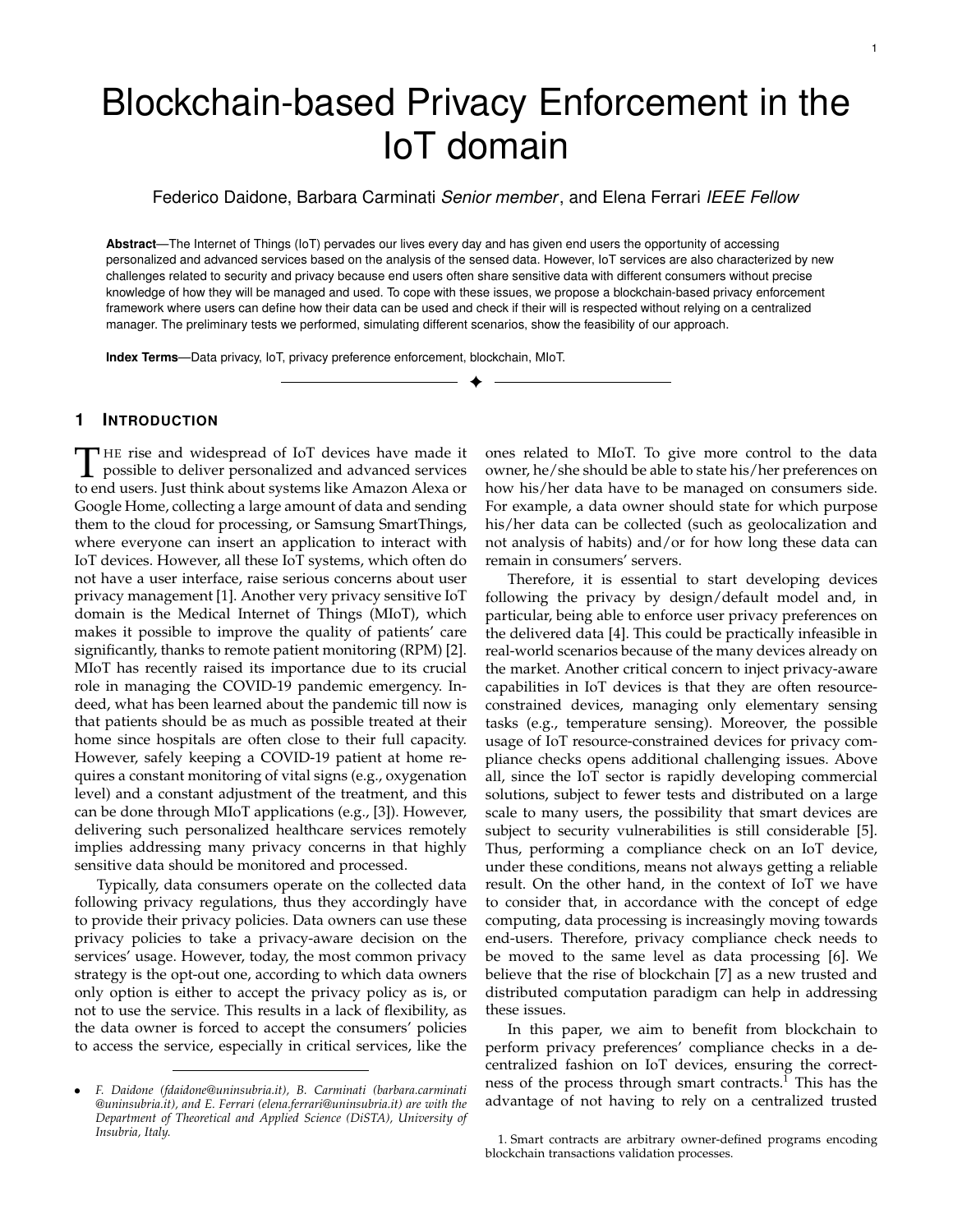# Blockchain-based Privacy Enforcement in the IoT domain

Federico Daidone, Barbara Carminati *Senior member*, and Elena Ferrari *IEEE Fellow*

**Abstract**—The Internet of Things (IoT) pervades our lives every day and has given end users the opportunity of accessing personalized and advanced services based on the analysis of the sensed data. However, IoT services are also characterized by new challenges related to security and privacy because end users often share sensitive data with different consumers without precise knowledge of how they will be managed and used. To cope with these issues, we propose a blockchain-based privacy enforcement framework where users can define how their data can be used and check if their will is respected without relying on a centralized manager. The preliminary tests we performed, simulating different scenarios, show the feasibility of our approach.

**Index Terms**—Data privacy, IoT, privacy preference enforcement, blockchain, MIoT.

## 1 Introduction

The rise and widespread of IoT devices have made it possible to deliver personalized and advanced services to end users. Just think about systems like Amazon Alexa or Google Home, collecting a large amount of data and sending them to the cloud for processing, or Samsung SmartThings, where everyone can insert an application to interact with IoT devices. However, all these IoT systems, which often do not have a user interface, raise serious concerns about user privacy management [1]. Another very privacy sensitive IoT domain is the Medical Internet of Things (MIoT), which makes it possible to improve the quality of patients' care significantly, thanks to remote patient monitoring (RPM) [2]. MIoT has recently raised its importance due to its crucial role in managing the COVID-19 pandemic emergency. Indeed, what has been learned about the pandemic till now is that patients should be as much as possible treated at their home since hospitals are often close to their full capacity. However, safely keeping a COVID-19 patient at home requires a constant monitoring of vital signs (e.g., oxygenation level) and a constant adjustment of the treatment, and this can be done through MIoT applications (e.g., [3]). However, delivering such personalized healthcare services remotely implies addressing many privacy concerns in that highly sensitive data should be monitored and processed.

Typically, data consumers operate on the collected data following privacy regulations, thus they accordingly have to provide their privacy policies. Data owners can use these privacy policies to take a privacy-aware decision on the services' usage. However, today, the most common privacy strategy is the opt-out one, according to which data owners only option is either to accept the privacy policy as is, or not to use the service. This results in a lack of flexibility, as the data owner is forced to accept the consumers' policies to access the service, especially in critical services, like the ones related to MIoT. To give more control to the data owner, he/she should be able to state his/her preferences on how his/her data have to be managed on consumers side. For example, a data owner should state for which purpose his/her data can be collected (such as geolocalization and not analysis of habits) and/or for how long these data can remain in consumers' servers.

Therefore, it is essential to start developing devices following the privacy by design/default model and, in particular, being able to enforce user privacy preferences on the delivered data [4]. This could be practically infeasible in real-world scenarios because of the many devices already on the market. Another critical concern to inject privacy-aware capabilities in IoT devices is that they are often resource-constrained devices, managing only elementary sensing tasks (e.g., temperature sensing). Moreover, the possible usage of IoT resource-constrained devices for privacy compliance checks opens additional challenging issues. Above all, since the IoT sector is rapidly developing commercial solutions, subject to fewer tests and distributed on a large scale to many users, the possibility that smart devices are subject to security vulnerabilities is still considerable [5]. Thus, performing a compliance check on an IoT device, under these conditions, means not always getting a reliable result. On the other hand, in the context of IoT we have to consider that, in accordance with the concept of edge computing, data processing is increasingly moving towards end-users. Therefore, privacy compliance check needs to be moved to the same level as data processing [6]. We believe that the rise of blockchain [7] as a new trusted and distributed computation paradigm can help in addressing these issues.

In this paper, we aim to benefit from blockchain to perform privacy preferences' compliance checks in a decentralized fashion on IoT devices, ensuring the correctness of the process through smart contracts.[1] This has the advantage of not having to rely on a centralized trusted

- *F. Daidone (fdaidone@uninsubria.it), B. Carminati (barbara.carminati@uninsubria.it), and E. Ferrari (elena.ferrari@uninsubria.it) are with the Department of Theoretical and Applied Science (DiSTA), University of Insubria, Italy.*

1. Smart contracts are arbitrary owner-defined programs encoding blockchain transactions validation processes.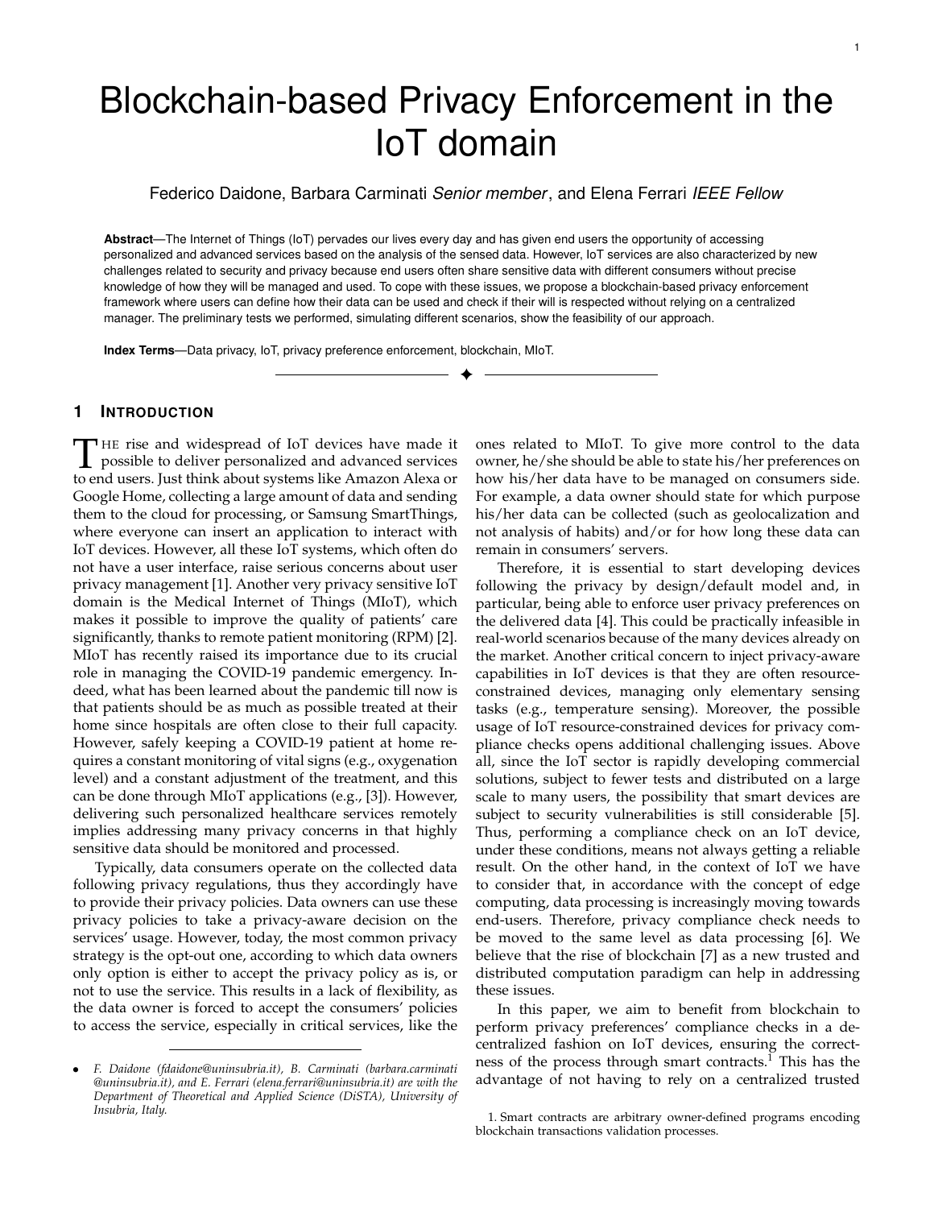# Blockchain-based Privacy Enforcement in the IoT domain

Federico Daidone, Barbara Carminati *Senior member*, and Elena Ferrari *IEEE Fellow*

**Abstract**—The Internet of Things (IoT) pervades our lives every day and has given end users the opportunity of accessing personalized and advanced services based on the analysis of the sensed data. However, IoT services are also characterized by new challenges related to security and privacy because end users often share sensitive data with different consumers without precise knowledge of how they will be managed and used. To cope with these issues, we propose a blockchain-based privacy enforcement framework where users can define how their data can be used and check if their will is respected without relying on a centralized manager. The preliminary tests we performed, simulating different scenarios, show the feasibility of our approach.

**Index Terms**—Data privacy, IoT, privacy preference enforcement, blockchain, MIoT.

## 1 Introduction

The rise and widespread of IoT devices have made it possible to deliver personalized and advanced services to end users. Just think about systems like Amazon Alexa or Google Home, collecting a large amount of data and sending them to the cloud for processing, or Samsung SmartThings, where everyone can insert an application to interact with IoT devices. However, all these IoT systems, which often do not have a user interface, raise serious concerns about user privacy management [1]. Another very privacy sensitive IoT domain is the Medical Internet of Things (MIoT), which makes it possible to improve the quality of patients' care significantly, thanks to remote patient monitoring (RPM) [2]. MIoT has recently raised its importance due to its crucial role in managing the COVID-19 pandemic emergency. Indeed, what has been learned about the pandemic till now is that patients should be as much as possible treated at their home since hospitals are often close to their full capacity. However, safely keeping a COVID-19 patient at home requires a constant monitoring of vital signs (e.g., oxygenation level) and a constant adjustment of the treatment, and this can be done through MIoT applications (e.g., [3]). However, delivering such personalized healthcare services remotely implies addressing many privacy concerns in that highly sensitive data should be monitored and processed.

Typically, data consumers operate on the collected data following privacy regulations, thus they accordingly have to provide their privacy policies. Data owners can use these privacy policies to take a privacy-aware decision on the services' usage. However, today, the most common privacy strategy is the opt-out one, according to which data owners only option is either to accept the privacy policy as is, or not to use the service. This results in a lack of flexibility, as the data owner is forced to accept the consumers' policies to access the service, especially in critical services, like the ones related to MIoT. To give more control to the data owner, he/she should be able to state his/her preferences on how his/her data have to be managed on consumers side. For example, a data owner should state for which purpose his/her data can be collected (such as geolocalization and not analysis of habits) and/or for how long these data can remain in consumers' servers.

Therefore, it is essential to start developing devices following the privacy by design/default model and, in particular, being able to enforce user privacy preferences on the delivered data [4]. This could be practically infeasible in real-world scenarios because of the many devices already on the market. Another critical concern to inject privacy-aware capabilities in IoT devices is that they are often resource-constrained devices, managing only elementary sensing tasks (e.g., temperature sensing). Moreover, the possible usage of IoT resource-constrained devices for privacy compliance checks opens additional challenging issues. Above all, since the IoT sector is rapidly developing commercial solutions, subject to fewer tests and distributed on a large scale to many users, the possibility that smart devices are subject to security vulnerabilities is still considerable [5]. Thus, performing a compliance check on an IoT device, under these conditions, means not always getting a reliable result. On the other hand, in the context of IoT we have to consider that, in accordance with the concept of edge computing, data processing is increasingly moving towards end-users. Therefore, privacy compliance check needs to be moved to the same level as data processing [6]. We believe that the rise of blockchain [7] as a new trusted and distributed computation paradigm can help in addressing these issues.

In this paper, we aim to benefit from blockchain to perform privacy preferences' compliance checks in a decentralized fashion on IoT devices, ensuring the correctness of the process through smart contracts.[1] This has the advantage of not having to rely on a centralized trusted

- *F. Daidone (fdaidone@uninsubria.it), B. Carminati (barbara.carminati@uninsubria.it), and E. Ferrari (elena.ferrari@uninsubria.it) are with the Department of Theoretical and Applied Science (DiSTA), University of Insubria, Italy.*

1. Smart contracts are arbitrary owner-defined programs encoding blockchain transactions validation processes.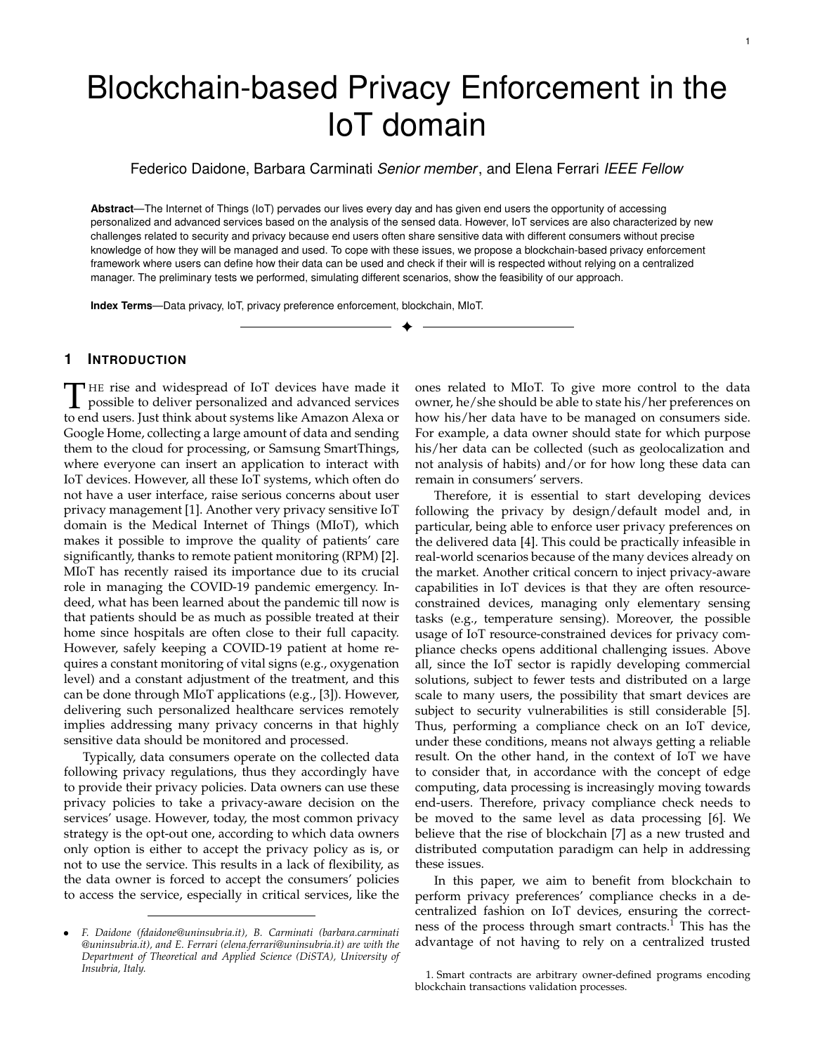# Blockchain-based Privacy Enforcement in the IoT domain

Federico Daidone, Barbara Carminati *Senior member*, and Elena Ferrari *IEEE Fellow*

**Abstract**—The Internet of Things (IoT) pervades our lives every day and has given end users the opportunity of accessing personalized and advanced services based on the analysis of the sensed data. However, IoT services are also characterized by new challenges related to security and privacy because end users often share sensitive data with different consumers without precise knowledge of how they will be managed and used. To cope with these issues, we propose a blockchain-based privacy enforcement framework where users can define how their data can be used and check if their will is respected without relying on a centralized manager. The preliminary tests we performed, simulating different scenarios, show the feasibility of our approach.

**Index Terms**—Data privacy, IoT, privacy preference enforcement, blockchain, MIoT.

## 1 Introduction

The rise and widespread of IoT devices have made it possible to deliver personalized and advanced services to end users. Just think about systems like Amazon Alexa or Google Home, collecting a large amount of data and sending them to the cloud for processing, or Samsung SmartThings, where everyone can insert an application to interact with IoT devices. However, all these IoT systems, which often do not have a user interface, raise serious concerns about user privacy management [1]. Another very privacy sensitive IoT domain is the Medical Internet of Things (MIoT), which makes it possible to improve the quality of patients' care significantly, thanks to remote patient monitoring (RPM) [2]. MIoT has recently raised its importance due to its crucial role in managing the COVID-19 pandemic emergency. Indeed, what has been learned about the pandemic till now is that patients should be as much as possible treated at their home since hospitals are often close to their full capacity. However, safely keeping a COVID-19 patient at home requires a constant monitoring of vital signs (e.g., oxygenation level) and a constant adjustment of the treatment, and this can be done through MIoT applications (e.g., [3]). However, delivering such personalized healthcare services remotely implies addressing many privacy concerns in that highly sensitive data should be monitored and processed.

Typically, data consumers operate on the collected data following privacy regulations, thus they accordingly have to provide their privacy policies. Data owners can use these privacy policies to take a privacy-aware decision on the services' usage. However, today, the most common privacy strategy is the opt-out one, according to which data owners only option is either to accept the privacy policy as is, or not to use the service. This results in a lack of flexibility, as the data owner is forced to accept the consumers' policies to access the service, especially in critical services, like the ones related to MIoT. To give more control to the data owner, he/she should be able to state his/her preferences on how his/her data have to be managed on consumers side. For example, a data owner should state for which purpose his/her data can be collected (such as geolocalization and not analysis of habits) and/or for how long these data can remain in consumers' servers.

Therefore, it is essential to start developing devices following the privacy by design/default model and, in particular, being able to enforce user privacy preferences on the delivered data [4]. This could be practically infeasible in real-world scenarios because of the many devices already on the market. Another critical concern to inject privacy-aware capabilities in IoT devices is that they are often resource-constrained devices, managing only elementary sensing tasks (e.g., temperature sensing). Moreover, the possible usage of IoT resource-constrained devices for privacy compliance checks opens additional challenging issues. Above all, since the IoT sector is rapidly developing commercial solutions, subject to fewer tests and distributed on a large scale to many users, the possibility that smart devices are subject to security vulnerabilities is still considerable [5]. Thus, performing a compliance check on an IoT device, under these conditions, means not always getting a reliable result. On the other hand, in the context of IoT we have to consider that, in accordance with the concept of edge computing, data processing is increasingly moving towards end-users. Therefore, privacy compliance check needs to be moved to the same level as data processing [6]. We believe that the rise of blockchain [7] as a new trusted and distributed computation paradigm can help in addressing these issues.

In this paper, we aim to benefit from blockchain to perform privacy preferences' compliance checks in a decentralized fashion on IoT devices, ensuring the correctness of the process through smart contracts.[1] This has the advantage of not having to rely on a centralized trusted

- F. Daidone (fdaidone@uninsubria.it), B. Carminati (barbara.carminati@uninsubria.it), and E. Ferrari (elena.ferrari@uninsubria.it) are with the Department of Theoretical and Applied Science (DiSTA), University of Insubria, Italy.

1. Smart contracts are arbitrary owner-defined programs encoding blockchain transactions validation processes.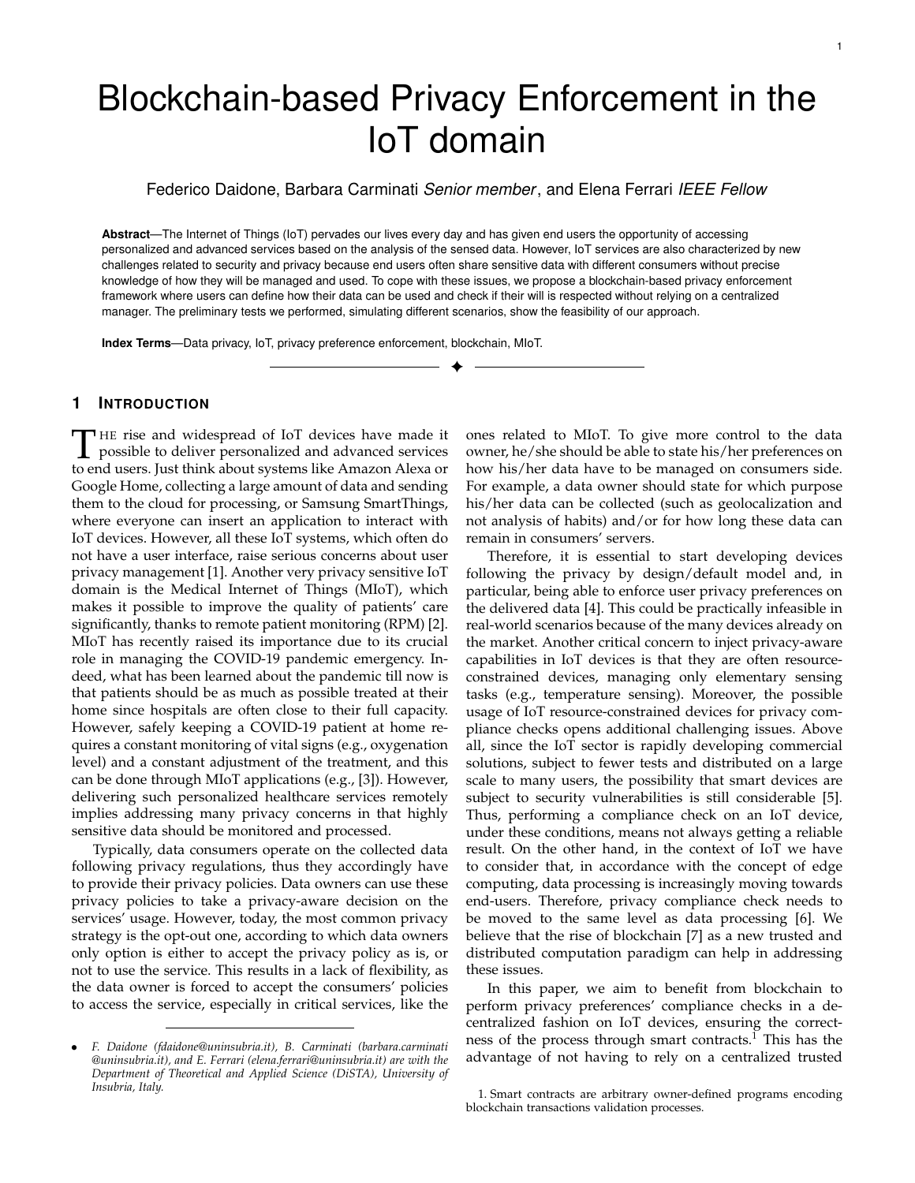# Blockchain-based Privacy Enforcement in the IoT domain

Federico Daidone, Barbara Carminati *Senior member*, and Elena Ferrari *IEEE Fellow*

**Abstract**—The Internet of Things (IoT) pervades our lives every day and has given end users the opportunity of accessing personalized and advanced services based on the analysis of the sensed data. However, IoT services are also characterized by new challenges related to security and privacy because end users often share sensitive data with different consumers without precise knowledge of how they will be managed and used. To cope with these issues, we propose a blockchain-based privacy enforcement framework where users can define how their data can be used and check if their will is respected without relying on a centralized manager. The preliminary tests we performed, simulating different scenarios, show the feasibility of our approach.

**Index Terms**—Data privacy, IoT, privacy preference enforcement, blockchain, MIoT.

## 1 Introduction

The rise and widespread of IoT devices have made it possible to deliver personalized and advanced services to end users. Just think about systems like Amazon Alexa or Google Home, collecting a large amount of data and sending them to the cloud for processing, or Samsung SmartThings, where everyone can insert an application to interact with IoT devices. However, all these IoT systems, which often do not have a user interface, raise serious concerns about user privacy management [1]. Another very privacy sensitive IoT domain is the Medical Internet of Things (MIoT), which makes it possible to improve the quality of patients' care significantly, thanks to remote patient monitoring (RPM) [2]. MIoT has recently raised its importance due to its crucial role in managing the COVID-19 pandemic emergency. Indeed, what has been learned about the pandemic till now is that patients should be as much as possible treated at their home since hospitals are often close to their full capacity. However, safely keeping a COVID-19 patient at home requires a constant monitoring of vital signs (e.g., oxygenation level) and a constant adjustment of the treatment, and this can be done through MIoT applications (e.g., [3]). However, delivering such personalized healthcare services remotely implies addressing many privacy concerns in that highly sensitive data should be monitored and processed.

Typically, data consumers operate on the collected data following privacy regulations, thus they accordingly have to provide their privacy policies. Data owners can use these privacy policies to take a privacy-aware decision on the services' usage. However, today, the most common privacy strategy is the opt-out one, according to which data owners only option is either to accept the privacy policy as is, or not to use the service. This results in a lack of flexibility, as the data owner is forced to accept the consumers' policies to access the service, especially in critical services, like the ones related to MIoT. To give more control to the data owner, he/she should be able to state his/her preferences on how his/her data have to be managed on consumers side. For example, a data owner should state for which purpose his/her data can be collected (such as geolocalization and not analysis of habits) and/or for how long these data can remain in consumers' servers.

Therefore, it is essential to start developing devices following the privacy by design/default model and, in particular, being able to enforce user privacy preferences on the delivered data [4]. This could be practically infeasible in real-world scenarios because of the many devices already on the market. Another critical concern to inject privacy-aware capabilities in IoT devices is that they are often resource-constrained devices, managing only elementary sensing tasks (e.g., temperature sensing). Moreover, the possible usage of IoT resource-constrained devices for privacy compliance checks opens additional challenging issues. Above all, since the IoT sector is rapidly developing commercial solutions, subject to fewer tests and distributed on a large scale to many users, the possibility that smart devices are subject to security vulnerabilities is still considerable [5]. Thus, performing a compliance check on an IoT device, under these conditions, means not always getting a reliable result. On the other hand, in the context of IoT we have to consider that, in accordance with the concept of edge computing, data processing is increasingly moving towards end-users. Therefore, privacy compliance check needs to be moved to the same level as data processing [6]. We believe that the rise of blockchain [7] as a new trusted and distributed computation paradigm can help in addressing these issues.

In this paper, we aim to benefit from blockchain to perform privacy preferences' compliance checks in a decentralized fashion on IoT devices, ensuring the correctness of the process through smart contracts.[1] This has the advantage of not having to rely on a centralized trusted

- *F. Daidone (fdaidone@uninsubria.it), B. Carminati (barbara.carminati@uninsubria.it), and E. Ferrari (elena.ferrari@uninsubria.it) are with the Department of Theoretical and Applied Science (DiSTA), University of Insubria, Italy.*

1. Smart contracts are arbitrary owner-defined programs encoding blockchain transactions validation processes.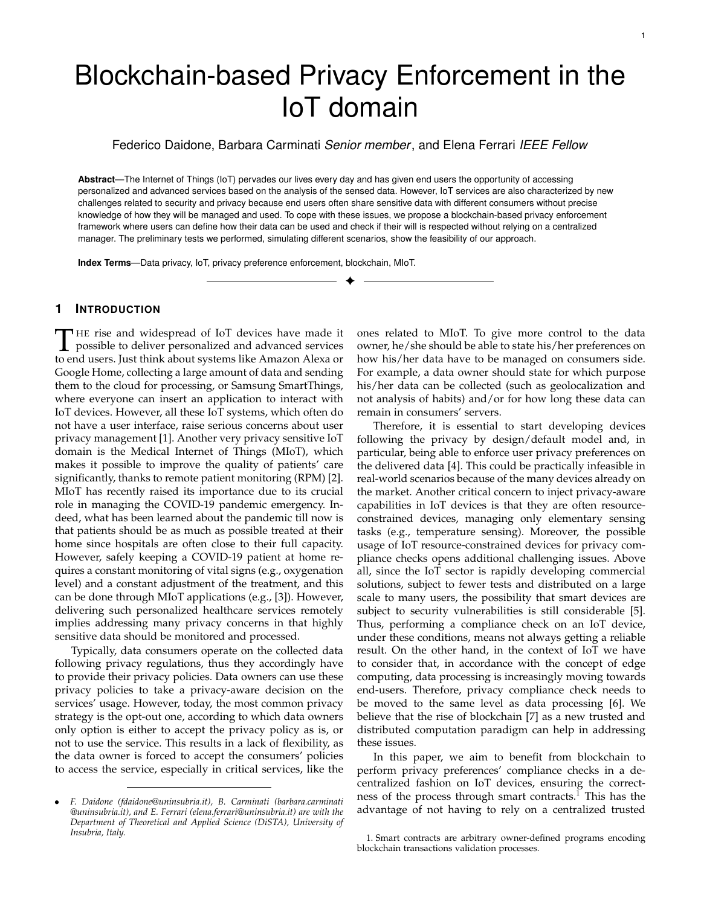# Blockchain-based Privacy Enforcement in the IoT domain

Federico Daidone, Barbara Carminati *Senior member*, and Elena Ferrari *IEEE Fellow*

**Abstract**—The Internet of Things (IoT) pervades our lives every day and has given end users the opportunity of accessing personalized and advanced services based on the analysis of the sensed data. However, IoT services are also characterized by new challenges related to security and privacy because end users often share sensitive data with different consumers without precise knowledge of how they will be managed and used. To cope with these issues, we propose a blockchain-based privacy enforcement framework where users can define how their data can be used and check if their will is respected without relying on a centralized manager. The preliminary tests we performed, simulating different scenarios, show the feasibility of our approach.

**Index Terms**—Data privacy, IoT, privacy preference enforcement, blockchain, MIoT.

## 1 Introduction

The rise and widespread of IoT devices have made it possible to deliver personalized and advanced services to end users. Just think about systems like Amazon Alexa or Google Home, collecting a large amount of data and sending them to the cloud for processing, or Samsung SmartThings, where everyone can insert an application to interact with IoT devices. However, all these IoT systems, which often do not have a user interface, raise serious concerns about user privacy management [1]. Another very privacy sensitive IoT domain is the Medical Internet of Things (MIoT), which makes it possible to improve the quality of patients' care significantly, thanks to remote patient monitoring (RPM) [2]. MIoT has recently raised its importance due to its crucial role in managing the COVID-19 pandemic emergency. Indeed, what has been learned about the pandemic till now is that patients should be as much as possible treated at their home since hospitals are often close to their full capacity. However, safely keeping a COVID-19 patient at home requires a constant monitoring of vital signs (e.g., oxygenation level) and a constant adjustment of the treatment, and this can be done through MIoT applications (e.g., [3]). However, delivering such personalized healthcare services remotely implies addressing many privacy concerns in that highly sensitive data should be monitored and processed.

Typically, data consumers operate on the collected data following privacy regulations, thus they accordingly have to provide their privacy policies. Data owners can use these privacy policies to take a privacy-aware decision on the services' usage. However, today, the most common privacy strategy is the opt-out one, according to which data owners only option is either to accept the privacy policy as is, or not to use the service. This results in a lack of flexibility, as the data owner is forced to accept the consumers' policies to access the service, especially in critical services, like the ones related to MIoT. To give more control to the data owner, he/she should be able to state his/her preferences on how his/her data have to be managed on consumers side. For example, a data owner should state for which purpose his/her data can be collected (such as geolocalization and not analysis of habits) and/or for how long these data can remain in consumers' servers.

Therefore, it is essential to start developing devices following the privacy by design/default model and, in particular, being able to enforce user privacy preferences on the delivered data [4]. This could be practically infeasible in real-world scenarios because of the many devices already on the market. Another critical concern to inject privacy-aware capabilities in IoT devices is that they are often resource-constrained devices, managing only elementary sensing tasks (e.g., temperature sensing). Moreover, the possible usage of IoT resource-constrained devices for privacy compliance checks opens additional challenging issues. Above all, since the IoT sector is rapidly developing commercial solutions, subject to fewer tests and distributed on a large scale to many users, the possibility that smart devices are subject to security vulnerabilities is still considerable [5]. Thus, performing a compliance check on an IoT device, under these conditions, means not always getting a reliable result. On the other hand, in the context of IoT we have to consider that, in accordance with the concept of edge computing, data processing is increasingly moving towards end-users. Therefore, privacy compliance check needs to be moved to the same level as data processing [6]. We believe that the rise of blockchain [7] as a new trusted and distributed computation paradigm can help in addressing these issues.

In this paper, we aim to benefit from blockchain to perform privacy preferences' compliance checks in a decentralized fashion on IoT devices, ensuring the correctness of the process through smart contracts.[1] This has the advantage of not having to rely on a centralized trusted

- *F. Daidone (fdaidone@uninsubria.it), B. Carminati (barbara.carminati@uninsubria.it), and E. Ferrari (elena.ferrari@uninsubria.it) are with the Department of Theoretical and Applied Science (DiSTA), University of Insubria, Italy.*

1. Smart contracts are arbitrary owner-defined programs encoding blockchain transactions validation processes.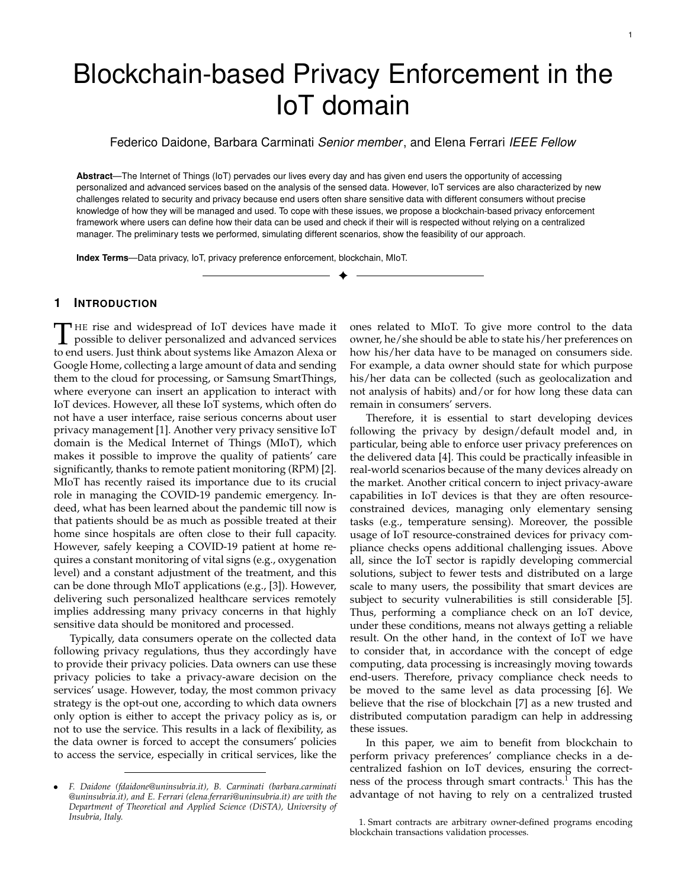# Blockchain-based Privacy Enforcement in the IoT domain

Federico Daidone, Barbara Carminati *Senior member*, and Elena Ferrari *IEEE Fellow*

**Abstract**—The Internet of Things (IoT) pervades our lives every day and has given end users the opportunity of accessing personalized and advanced services based on the analysis of the sensed data. However, IoT services are also characterized by new challenges related to security and privacy because end users often share sensitive data with different consumers without precise knowledge of how they will be managed and used. To cope with these issues, we propose a blockchain-based privacy enforcement framework where users can define how their data can be used and check if their will is respected without relying on a centralized manager. The preliminary tests we performed, simulating different scenarios, show the feasibility of our approach.

**Index Terms**—Data privacy, IoT, privacy preference enforcement, blockchain, MIoT.

## 1 Introduction

The rise and widespread of IoT devices have made it possible to deliver personalized and advanced services to end users. Just think about systems like Amazon Alexa or Google Home, collecting a large amount of data and sending them to the cloud for processing, or Samsung SmartThings, where everyone can insert an application to interact with IoT devices. However, all these IoT systems, which often do not have a user interface, raise serious concerns about user privacy management [1]. Another very privacy sensitive IoT domain is the Medical Internet of Things (MIoT), which makes it possible to improve the quality of patients' care significantly, thanks to remote patient monitoring (RPM) [2]. MIoT has recently raised its importance due to its crucial role in managing the COVID-19 pandemic emergency. Indeed, what has been learned about the pandemic till now is that patients should be as much as possible treated at their home since hospitals are often close to their full capacity. However, safely keeping a COVID-19 patient at home requires a constant monitoring of vital signs (e.g., oxygenation level) and a constant adjustment of the treatment, and this can be done through MIoT applications (e.g., [3]). However, delivering such personalized healthcare services remotely implies addressing many privacy concerns in that highly sensitive data should be monitored and processed.

Typically, data consumers operate on the collected data following privacy regulations, thus they accordingly have to provide their privacy policies. Data owners can use these privacy policies to take a privacy-aware decision on the services' usage. However, today, the most common privacy strategy is the opt-out one, according to which data owners only option is either to accept the privacy policy as is, or not to use the service. This results in a lack of flexibility, as the data owner is forced to accept the consumers' policies to access the service, especially in critical services, like the ones related to MIoT. To give more control to the data owner, he/she should be able to state his/her preferences on how his/her data have to be managed on consumers side. For example, a data owner should state for which purpose his/her data can be collected (such as geolocalization and not analysis of habits) and/or for how long these data can remain in consumers' servers.

Therefore, it is essential to start developing devices following the privacy by design/default model and, in particular, being able to enforce user privacy preferences on the delivered data [4]. This could be practically infeasible in real-world scenarios because of the many devices already on the market. Another critical concern to inject privacy-aware capabilities in IoT devices is that they are often resource-constrained devices, managing only elementary sensing tasks (e.g., temperature sensing). Moreover, the possible usage of IoT resource-constrained devices for privacy compliance checks opens additional challenging issues. Above all, since the IoT sector is rapidly developing commercial solutions, subject to fewer tests and distributed on a large scale to many users, the possibility that smart devices are subject to security vulnerabilities is still considerable [5]. Thus, performing a compliance check on an IoT device, under these conditions, means not always getting a reliable result. On the other hand, in the context of IoT we have to consider that, in accordance with the concept of edge computing, data processing is increasingly moving towards end-users. Therefore, privacy compliance check needs to be moved to the same level as data processing [6]. We believe that the rise of blockchain [7] as a new trusted and distributed computation paradigm can help in addressing these issues.

In this paper, we aim to benefit from blockchain to perform privacy preferences' compliance checks in a decentralized fashion on IoT devices, ensuring the correctness of the process through smart contracts.[1] This has the advantage of not having to rely on a centralized trusted

- *F. Daidone (fdaidone@uninsubria.it), B. Carminati (barbara.carminati@uninsubria.it), and E. Ferrari (elena.ferrari@uninsubria.it) are with the Department of Theoretical and Applied Science (DiSTA), University of Insubria, Italy.*

1. Smart contracts are arbitrary owner-defined programs encoding blockchain transactions validation processes.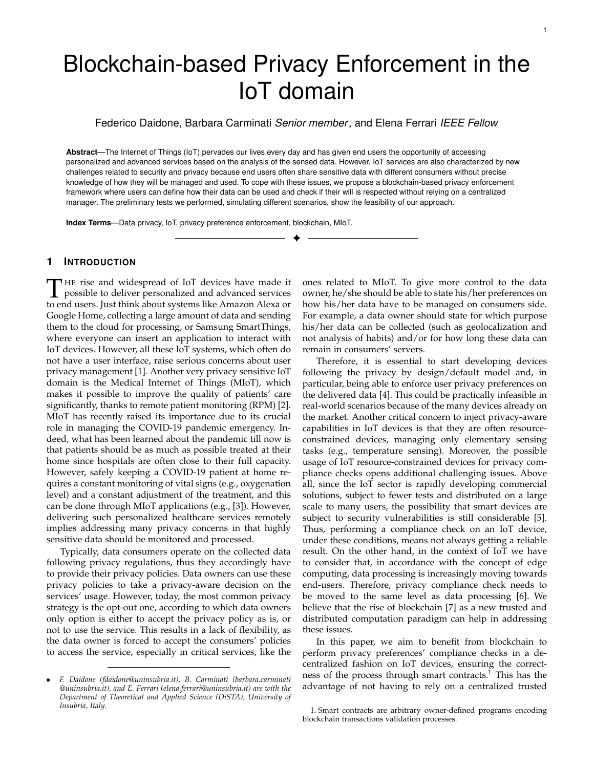# Blockchain-based Privacy Enforcement in the IoT domain

Federico Daidone, Barbara Carminati *Senior member*, and Elena Ferrari *IEEE Fellow*

**Abstract**—The Internet of Things (IoT) pervades our lives every day and has given end users the opportunity of accessing personalized and advanced services based on the analysis of the sensed data. However, IoT services are also characterized by new challenges related to security and privacy because end users often share sensitive data with different consumers without precise knowledge of how they will be managed and used. To cope with these issues, we propose a blockchain-based privacy enforcement framework where users can define how their data can be used and check if their will is respected without relying on a centralized manager. The preliminary tests we performed, simulating different scenarios, show the feasibility of our approach.

**Index Terms**—Data privacy, IoT, privacy preference enforcement, blockchain, MIoT.

## 1 Introduction

The rise and widespread of IoT devices have made it possible to deliver personalized and advanced services to end users. Just think about systems like Amazon Alexa or Google Home, collecting a large amount of data and sending them to the cloud for processing, or Samsung SmartThings, where everyone can insert an application to interact with IoT devices. However, all these IoT systems, which often do not have a user interface, raise serious concerns about user privacy management [1]. Another very privacy sensitive IoT domain is the Medical Internet of Things (MIoT), which makes it possible to improve the quality of patients' care significantly, thanks to remote patient monitoring (RPM) [2]. MIoT has recently raised its importance due to its crucial role in managing the COVID-19 pandemic emergency. Indeed, what has been learned about the pandemic till now is that patients should be as much as possible treated at their home since hospitals are often close to their full capacity. However, safely keeping a COVID-19 patient at home requires a constant monitoring of vital signs (e.g., oxygenation level) and a constant adjustment of the treatment, and this can be done through MIoT applications (e.g., [3]). However, delivering such personalized healthcare services remotely implies addressing many privacy concerns in that highly sensitive data should be monitored and processed.

Typically, data consumers operate on the collected data following privacy regulations, thus they accordingly have to provide their privacy policies. Data owners can use these privacy policies to take a privacy-aware decision on the services' usage. However, today, the most common privacy strategy is the opt-out one, according to which data owners only option is either to accept the privacy policy as is, or not to use the service. This results in a lack of flexibility, as the data owner is forced to accept the consumers' policies to access the service, especially in critical services, like the ones related to MIoT. To give more control to the data owner, he/she should be able to state his/her preferences on how his/her data have to be managed on consumers side. For example, a data owner should state for which purpose his/her data can be collected (such as geolocalization and not analysis of habits) and/or for how long these data can remain in consumers' servers.

Therefore, it is essential to start developing devices following the privacy by design/default model and, in particular, being able to enforce user privacy preferences on the delivered data [4]. This could be practically infeasible in real-world scenarios because of the many devices already on the market. Another critical concern to inject privacy-aware capabilities in IoT devices is that they are often resource-constrained devices, managing only elementary sensing tasks (e.g., temperature sensing). Moreover, the possible usage of IoT resource-constrained devices for privacy compliance checks opens additional challenging issues. Above all, since the IoT sector is rapidly developing commercial solutions, subject to fewer tests and distributed on a large scale to many users, the possibility that smart devices are subject to security vulnerabilities is still considerable [5]. Thus, performing a compliance check on an IoT device, under these conditions, means not always getting a reliable result. On the other hand, in the context of IoT we have to consider that, in accordance with the concept of edge computing, data processing is increasingly moving towards end-users. Therefore, privacy compliance check needs to be moved to the same level as data processing [6]. We believe that the rise of blockchain [7] as a new trusted and distributed computation paradigm can help in addressing these issues.

In this paper, we aim to benefit from blockchain to perform privacy preferences' compliance checks in a decentralized fashion on IoT devices, ensuring the correctness of the process through smart contracts.[1] This has the advantage of not having to rely on a centralized trusted

- *F. Daidone (fdaidone@uninsubria.it), B. Carminati (barbara.carminati@uninsubria.it), and E. Ferrari (elena.ferrari@uninsubria.it) are with the Department of Theoretical and Applied Science (DiSTA), University of Insubria, Italy.*

1. Smart contracts are arbitrary owner-defined programs encoding blockchain transactions validation processes.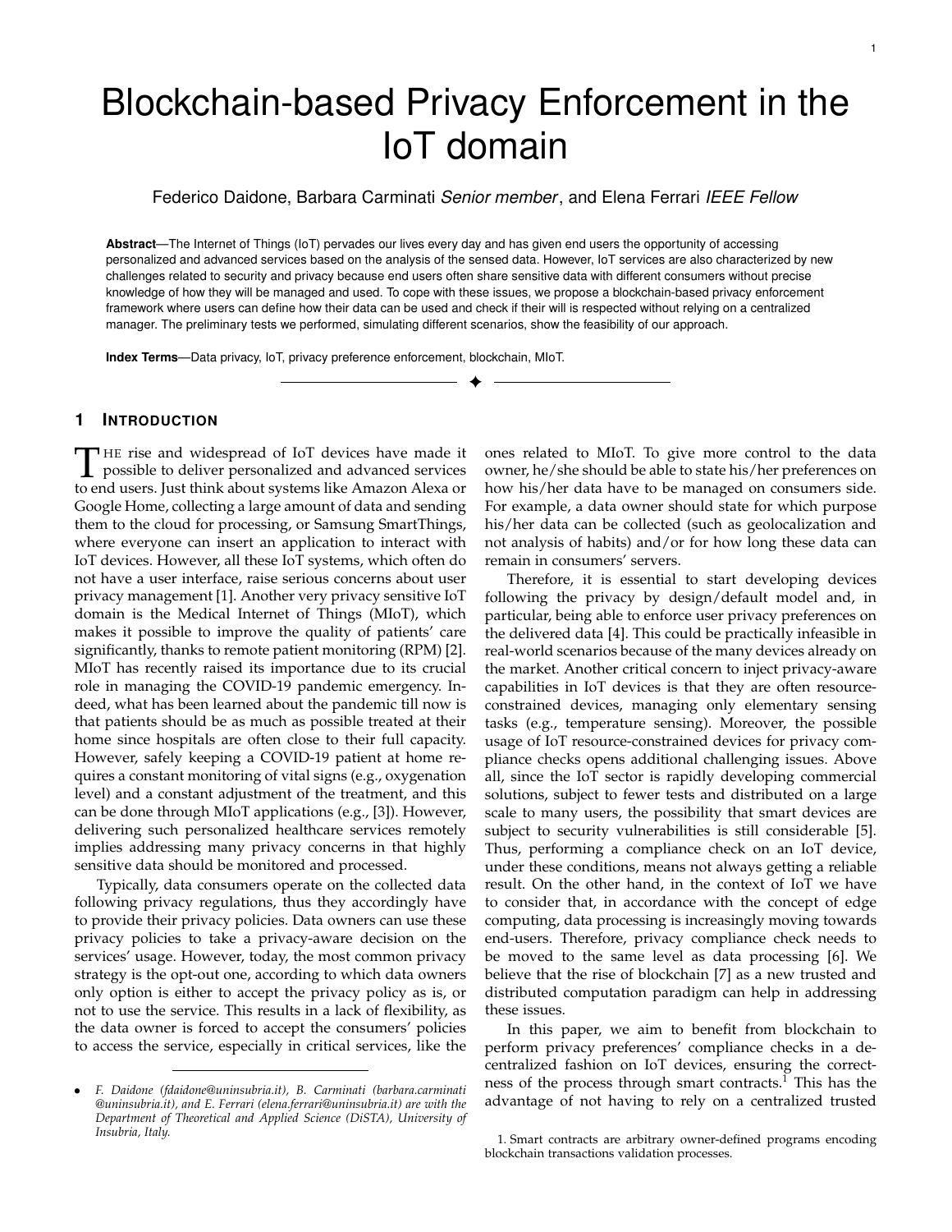# Blockchain-based Privacy Enforcement in the IoT domain

Federico Daidone, Barbara Carminati *Senior member*, and Elena Ferrari *IEEE Fellow*

**Abstract**—The Internet of Things (IoT) pervades our lives every day and has given end users the opportunity of accessing personalized and advanced services based on the analysis of the sensed data. However, IoT services are also characterized by new challenges related to security and privacy because end users often share sensitive data with different consumers without precise knowledge of how they will be managed and used. To cope with these issues, we propose a blockchain-based privacy enforcement framework where users can define how their data can be used and check if their will is respected without relying on a centralized manager. The preliminary tests we performed, simulating different scenarios, show the feasibility of our approach.

**Index Terms**—Data privacy, IoT, privacy preference enforcement, blockchain, MIoT.

## 1 Introduction

The rise and widespread of IoT devices have made it possible to deliver personalized and advanced services to end users. Just think about systems like Amazon Alexa or Google Home, collecting a large amount of data and sending them to the cloud for processing, or Samsung SmartThings, where everyone can insert an application to interact with IoT devices. However, all these IoT systems, which often do not have a user interface, raise serious concerns about user privacy management [1]. Another very privacy sensitive IoT domain is the Medical Internet of Things (MIoT), which makes it possible to improve the quality of patients' care significantly, thanks to remote patient monitoring (RPM) [2]. MIoT has recently raised its importance due to its crucial role in managing the COVID-19 pandemic emergency. Indeed, what has been learned about the pandemic till now is that patients should be as much as possible treated at their home since hospitals are often close to their full capacity. However, safely keeping a COVID-19 patient at home requires a constant monitoring of vital signs (e.g., oxygenation level) and a constant adjustment of the treatment, and this can be done through MIoT applications (e.g., [3]). However, delivering such personalized healthcare services remotely implies addressing many privacy concerns in that highly sensitive data should be monitored and processed.

Typically, data consumers operate on the collected data following privacy regulations, thus they accordingly have to provide their privacy policies. Data owners can use these privacy policies to take a privacy-aware decision on the services' usage. However, today, the most common privacy strategy is the opt-out one, according to which data owners only option is either to accept the privacy policy as is, or not to use the service. This results in a lack of flexibility, as the data owner is forced to accept the consumers' policies to access the service, especially in critical services, like the ones related to MIoT. To give more control to the data owner, he/she should be able to state his/her preferences on how his/her data have to be managed on consumers side. For example, a data owner should state for which purpose his/her data can be collected (such as geolocalization and not analysis of habits) and/or for how long these data can remain in consumers' servers.

Therefore, it is essential to start developing devices following the privacy by design/default model and, in particular, being able to enforce user privacy preferences on the delivered data [4]. This could be practically infeasible in real-world scenarios because of the many devices already on the market. Another critical concern to inject privacy-aware capabilities in IoT devices is that they are often resource-constrained devices, managing only elementary sensing tasks (e.g., temperature sensing). Moreover, the possible usage of IoT resource-constrained devices for privacy compliance checks opens additional challenging issues. Above all, since the IoT sector is rapidly developing commercial solutions, subject to fewer tests and distributed on a large scale to many users, the possibility that smart devices are subject to security vulnerabilities is still considerable [5]. Thus, performing a compliance check on an IoT device, under these conditions, means not always getting a reliable result. On the other hand, in the context of IoT we have to consider that, in accordance with the concept of edge computing, data processing is increasingly moving towards end-users. Therefore, privacy compliance check needs to be moved to the same level as data processing [6]. We believe that the rise of blockchain [7] as a new trusted and distributed computation paradigm can help in addressing these issues.

In this paper, we aim to benefit from blockchain to perform privacy preferences' compliance checks in a decentralized fashion on IoT devices, ensuring the correctness of the process through smart contracts.[1] This has the advantage of not having to rely on a centralized trusted

- *F. Daidone (fdaidone@uninsubria.it), B. Carminati (barbara.carminati @uninsubria.it), and E. Ferrari (elena.ferrari@uninsubria.it) are with the Department of Theoretical and Applied Science (DiSTA), University of Insubria, Italy.*

1. Smart contracts are arbitrary owner-defined programs encoding blockchain transactions validation processes.